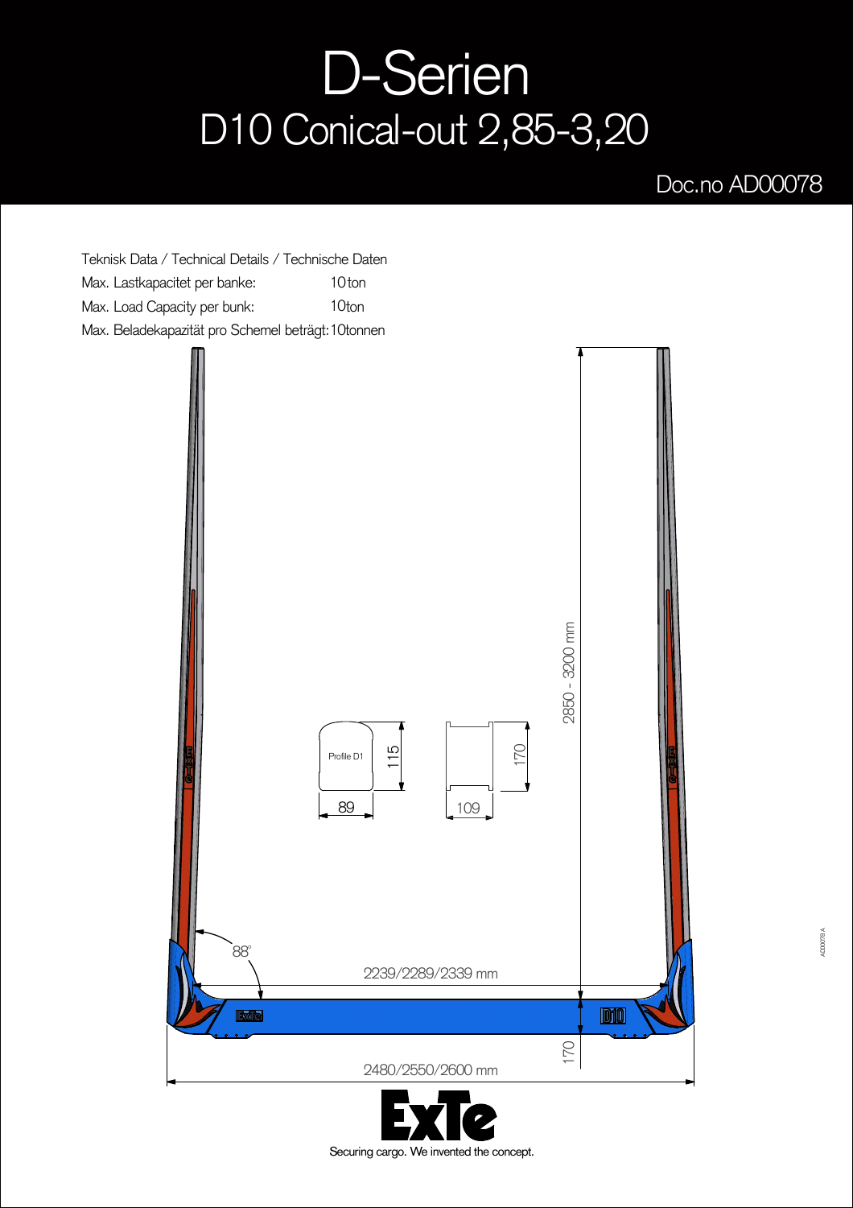# D-Serien

## D10 Conical-out 2,85-3,20

Doc.no AD00078

Teknisk Data / Technical Details / Technische Daten

| | |
|---|---|
| Max. Lastkapacitet per banke: | 10 ton |
| Max. Load Capacity per bunk: | 10ton |
| Max. Beladekapazität pro Schemel beträgt: | 10tonnen |

2850 - 3200 mm

Profile D1

115

89

170

109

88°

2239/2289/2339 mm

170

2480/2550/2600 mm

ExTe

Securing cargo. We invented the concept.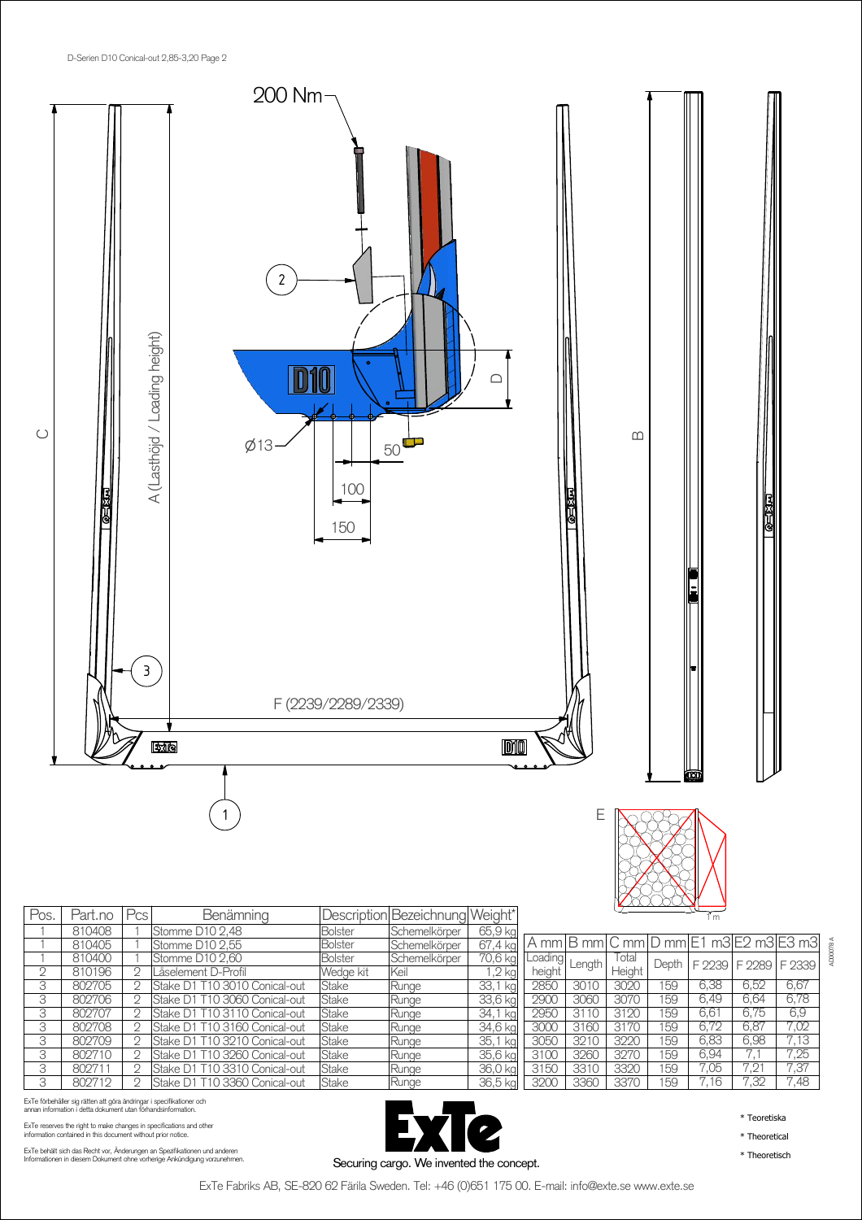200 Nm

2

D10

Ø13

50

100

150

D

C

A (Lasthöjd / Loading height)

B

3

F (2239/2289/2339)

1

E

m

| Pos. | Part.no | Pcs | Benämning | Description | Bezeichnung | Weight* |
|---|---|---|---|---|---|---|
| 1 | 810408 | 1 | Stomme D10 2,48 | Bolster | Schemelkörper | 65,9 kg |
| 1 | 810405 | 1 | Stomme D10 2,55 | Bolster | Schemelkörper | 67,4 kg |
| 1 | 810400 | 1 | Stomme D10 2,60 | Bolster | Schemelkörper | 70,6 kg |
| 2 | 810196 | 2 | Låselement D-Profil | Wedge kit | Keil | 1,2 kg |
| 3 | 802705 | 2 | Stake D1 T10 3010 Conical-out | Stake | Runge | 33,1 kg |
| 3 | 802706 | 2 | Stake D1 T10 3060 Conical-out | Stake | Runge | 33,6 kg |
| 3 | 802707 | 2 | Stake D1 T10 3110 Conical-out | Stake | Runge | 34,1 kg |
| 3 | 802708 | 2 | Stake D1 T10 3160 Conical-out | Stake | Runge | 34,6 kg |
| 3 | 802709 | 2 | Stake D1 T10 3210 Conical-out | Stake | Runge | 35,1 kg |
| 3 | 802710 | 2 | Stake D1 T10 3260 Conical-out | Stake | Runge | 35,6 kg |
| 3 | 802711 | 2 | Stake D1 T10 3310 Conical-out | Stake | Runge | 36,0 kg |
| 3 | 802712 | 2 | Stake D1 T10 3360 Conical-out | Stake | Runge | 36,5 kg |

| A mm | B mm | C mm | D mm | E1 m3 | E2 m3 | E3 m3 |
|---|---|---|---|---|---|---|
| Loading height | Length | Total Height | Depth | F 2239 | F 2289 | F 2339 |
| 2850 | 3010 | 3020 | 159 | 6,38 | 6,52 | 6,67 |
| 2900 | 3060 | 3070 | 159 | 6,49 | 6,64 | 6,78 |
| 2950 | 3110 | 3120 | 159 | 6,61 | 6,75 | 6,9 |
| 3000 | 3160 | 3170 | 159 | 6,72 | 6,87 | 7,02 |
| 3050 | 3210 | 3220 | 159 | 6,83 | 6,98 | 7,13 |
| 3100 | 3260 | 3270 | 159 | 6,94 | 7,1 | 7,25 |
| 3150 | 3310 | 3320 | 159 | 7,05 | 7,21 | 7,37 |
| 3200 | 3360 | 3370 | 159 | 7,16 | 7,32 | 7,48 |

AD0078 A

ExTe förbehåller sig rätten att göra ändringar i specifikationer och annan information i detta dokument utan förhandsinformation.

ExTe reserves the right to make changes in specifications and other information contained in this document without prior notice.

ExTe behält sich das Recht vor, Änderungen an Spezifikationen und anderen Informationen in diesem Dokument ohne vorherige Ankündigung vorzunehmen.

ExTe

Securing cargo. We invented the concept.

* Teoretiska

* Theoretical

* Theoretisch

ExTe Fabriks AB, SE-820 62 Färila Sweden. Tel: +46 (0)651 175 00. E-mail: info@exte.se www.exte.se